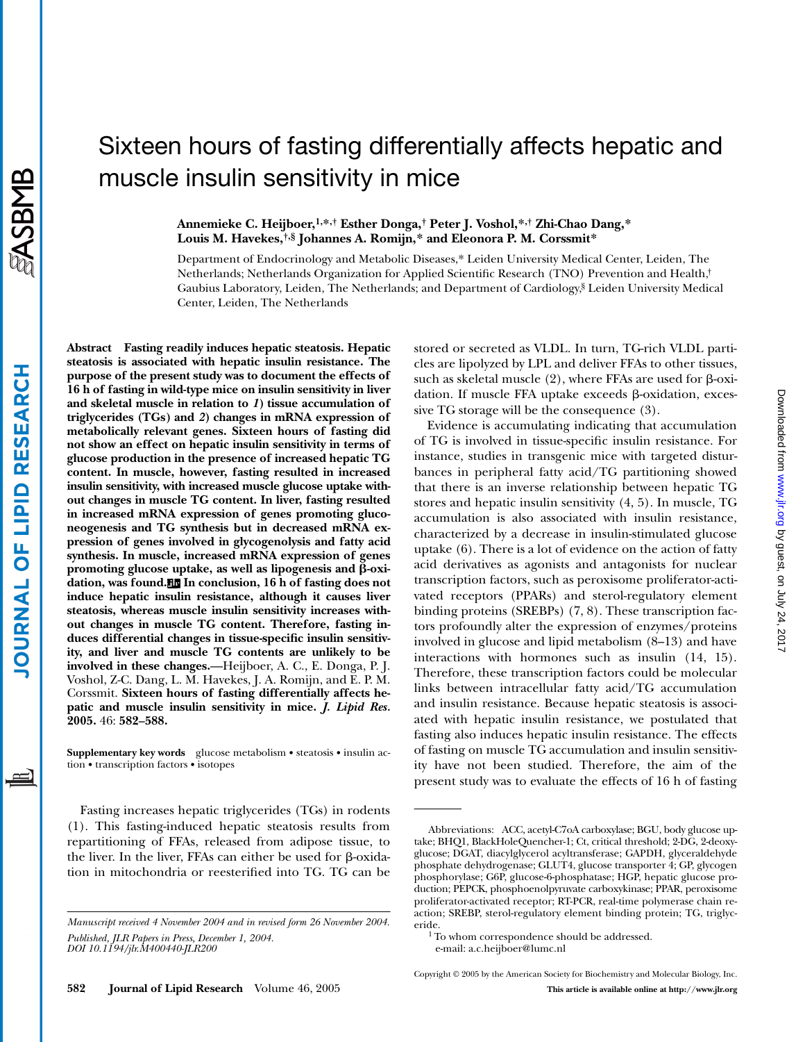# Sixteen hours of fasting differentially affects hepatic and muscle insulin sensitivity in mice

**Annemieke C. Heijboer,[1,*,†] Esther Donga,[†] Peter J. Voshol,[*,†] Zhi-Chao Dang,[*] Louis M. Havekes,[†,§] Johannes A. Romijn,[*] and Eleonora P. M. Corssmit[*]**

Department of Endocrinology and Metabolic Diseases,[*] Leiden University Medical Center, Leiden, The Netherlands; Netherlands Organization for Applied Scientific Research (TNO) Prevention and Health,[†] Gaubius Laboratory, Leiden, The Netherlands; and Department of Cardiology,[§] Leiden University Medical Center, Leiden, The Netherlands

**Abstract** **Fasting readily induces hepatic steatosis. Hepatic steatosis is associated with hepatic insulin resistance. The purpose of the present study was to document the effects of 16 h of fasting in wild-type mice on insulin sensitivity in liver and skeletal muscle in relation to *1*) tissue accumulation of triglycerides (TGs) and *2*) changes in mRNA expression of metabolically relevant genes. Sixteen hours of fasting did not show an effect on hepatic insulin sensitivity in terms of glucose production in the presence of increased hepatic TG content. In muscle, however, fasting resulted in increased insulin sensitivity, with increased muscle glucose uptake without changes in muscle TG content. In liver, fasting resulted in increased mRNA expression of genes promoting gluconeogenesis and TG synthesis but in decreased mRNA expression of genes involved in glycogenolysis and fatty acid synthesis. In muscle, increased mRNA expression of genes promoting glucose uptake, as well as lipogenesis and β-oxidation, was found. In conclusion, 16 h of fasting does not induce hepatic insulin resistance, although it causes liver steatosis, whereas muscle insulin sensitivity increases without changes in muscle TG content. Therefore, fasting induces differential changes in tissue-specific insulin sensitivity, and liver and muscle TG contents are unlikely to be involved in these changes.**—Heijboer, A. C., E. Donga, P. J. Voshol, Z-C. Dang, L. M. Havekes, J. A. Romijn, and E. P. M. Corssmit. **Sixteen hours of fasting differentially affects hepatic and muscle insulin sensitivity in mice.** ***J. Lipid Res.*** **2005.** 46: **582–588.**

**Supplementary key words** glucose metabolism • steatosis • insulin action • transcription factors • isotopes

Fasting increases hepatic triglycerides (TGs) in rodents (1). This fasting-induced hepatic steatosis results from repartitioning of FFAs, released from adipose tissue, to the liver. In the liver, FFAs can either be used for β-oxidation in mitochondria or reesterified into TG. TG can be stored or secreted as VLDL. In turn, TG-rich VLDL particles are lipolyzed by LPL and deliver FFAs to other tissues, such as skeletal muscle (2), where FFAs are used for β-oxidation. If muscle FFA uptake exceeds β-oxidation, excessive TG storage will be the consequence (3).

Evidence is accumulating indicating that accumulation of TG is involved in tissue-specific insulin resistance. For instance, studies in transgenic mice with targeted disturbances in peripheral fatty acid/TG partitioning showed that there is an inverse relationship between hepatic TG stores and hepatic insulin sensitivity (4, 5). In muscle, TG accumulation is also associated with insulin resistance, characterized by a decrease in insulin-stimulated glucose uptake (6). There is a lot of evidence on the action of fatty acid derivatives as agonists and antagonists for nuclear transcription factors, such as peroxisome proliferator-activated receptors (PPARs) and sterol-regulatory element binding proteins (SREBPs) (7, 8). These transcription factors profoundly alter the expression of enzymes/proteins involved in glucose and lipid metabolism (8–13) and have interactions with hormones such as insulin (14, 15). Therefore, these transcription factors could be molecular links between intracellular fatty acid/TG accumulation and insulin resistance. Because hepatic steatosis is associated with hepatic insulin resistance, we postulated that fasting also induces hepatic insulin resistance. The effects of fasting on muscle TG accumulation and insulin sensitivity have not been studied. Therefore, the aim of the present study was to evaluate the effects of 16 h of fasting

---

*Manuscript received 4 November 2004 and in revised form 26 November 2004.*

*Published, JLR Papers in Press, December 1, 2004.*
*DOI 10.1194/jlr.M400440-JLR200*

Abbreviations: ACC, acetyl-C7oA carboxylase; BGU, body glucose uptake; BHQ1, BlackHoleQuencher-1; Ct, critical threshold; 2-DG, 2-deoxy-glucose; DGAT, diacylglycerol acyltransferase; GAPDH, glyceraldehyde phosphate dehydrogenase; GLUT4, glucose transporter 4; GP, glycogen phosphorylase; G6P, glucose-6-phosphatase; HGP, hepatic glucose production; PEPCK, phosphoenolpyruvate carboxykinase; PPAR, peroxisome proliferator-activated receptor; RT-PCR, real-time polymerase chain reaction; SREBP, sterol-regulatory element binding protein; TG, triglyceride.

[1] To whom correspondence should be addressed.
e-mail: a.c.heijboer@lumc.nl

Copyright © 2005 by the American Society for Biochemistry and Molecular Biology, Inc.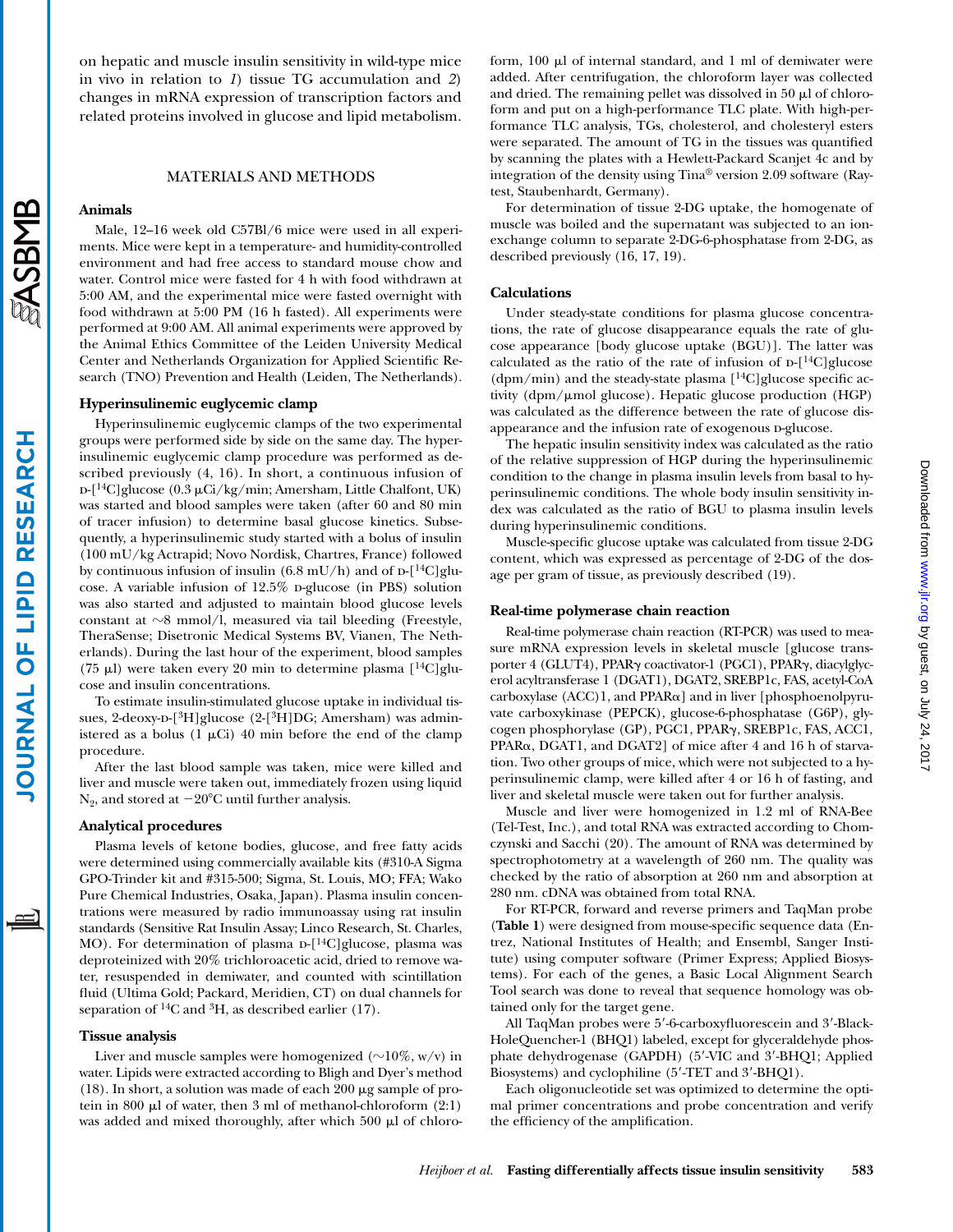on hepatic and muscle insulin sensitivity in wild-type mice in vivo in relation to *1*) tissue TG accumulation and *2*) changes in mRNA expression of transcription factors and related proteins involved in glucose and lipid metabolism.

## MATERIALS AND METHODS

### Animals

Male, 12–16 week old C57Bl/6 mice were used in all experiments. Mice were kept in a temperature- and humidity-controlled environment and had free access to standard mouse chow and water. Control mice were fasted for 4 h with food withdrawn at 5:00 AM, and the experimental mice were fasted overnight with food withdrawn at 5:00 PM (16 h fasted). All experiments were performed at 9:00 AM. All animal experiments were approved by the Animal Ethics Committee of the Leiden University Medical Center and Netherlands Organization for Applied Scientific Research (TNO) Prevention and Health (Leiden, The Netherlands).

### Hyperinsulinemic euglycemic clamp

Hyperinsulinemic euglycemic clamps of the two experimental groups were performed side by side on the same day. The hyperinsulinemic euglycemic clamp procedure was performed as described previously (4, 16). In short, a continuous infusion of D-[$^{14}$C]glucose (0.3 μCi/kg/min; Amersham, Little Chalfont, UK) was started and blood samples were taken (after 60 and 80 min of tracer infusion) to determine basal glucose kinetics. Subsequently, a hyperinsulinemic study started with a bolus of insulin (100 mU/kg Actrapid; Novo Nordisk, Chartres, France) followed by continuous infusion of insulin (6.8 mU/h) and of D-[$^{14}$C]glucose. A variable infusion of 12.5% D-glucose (in PBS) solution was also started and adjusted to maintain blood glucose levels constant at ~8 mmol/l, measured via tail bleeding (Freestyle, TheraSense; Disetronic Medical Systems BV, Vianen, The Netherlands). During the last hour of the experiment, blood samples (75 μl) were taken every 20 min to determine plasma [$^{14}$C]glucose and insulin concentrations.

To estimate insulin-stimulated glucose uptake in individual tissues, 2-deoxy-D-[$^{3}$H]glucose (2-[$^{3}$H]DG; Amersham) was administered as a bolus (1 μCi) 40 min before the end of the clamp procedure.

After the last blood sample was taken, mice were killed and liver and muscle were taken out, immediately frozen using liquid $N_2$, and stored at −20°C until further analysis.

### Analytical procedures

Plasma levels of ketone bodies, glucose, and free fatty acids were determined using commercially available kits (#310-A Sigma GPO-Trinder kit and #315-500; Sigma, St. Louis, MO; FFA; Wako Pure Chemical Industries, Osaka, Japan). Plasma insulin concentrations were measured by radio immunoassay using rat insulin standards (Sensitive Rat Insulin Assay; Linco Research, St. Charles, MO). For determination of plasma D-[$^{14}$C]glucose, plasma was deproteinized with 20% trichloroacetic acid, dried to remove water, resuspended in demiwater, and counted with scintillation fluid (Ultima Gold; Packard, Meridien, CT) on dual channels for separation of $^{14}$C and $^{3}$H, as described earlier (17).

### Tissue analysis

Liver and muscle samples were homogenized (~10%, w/v) in water. Lipids were extracted according to Bligh and Dyer's method (18). In short, a solution was made of each 200 μg sample of protein in 800 μl of water, then 3 ml of methanol-chloroform (2:1) was added and mixed thoroughly, after which 500 μl of chloroform, 100 μl of internal standard, and 1 ml of demiwater were added. After centrifugation, the chloroform layer was collected and dried. The remaining pellet was dissolved in 50 μl of chloroform and put on a high-performance TLC plate. With high-performance TLC analysis, TGs, cholesterol, and cholesteryl esters were separated. The amount of TG in the tissues was quantified by scanning the plates with a Hewlett-Packard Scanjet 4c and by integration of the density using Tina® version 2.09 software (Raytest, Staubenhardt, Germany).

For determination of tissue 2-DG uptake, the homogenate of muscle was boiled and the supernatant was subjected to an ion-exchange column to separate 2-DG-6-phosphatase from 2-DG, as described previously (16, 17, 19).

### Calculations

Under steady-state conditions for plasma glucose concentrations, the rate of glucose disappearance equals the rate of glucose appearance [body glucose uptake (BGU)]. The latter was calculated as the ratio of the rate of infusion of D-[$^{14}$C]glucose (dpm/min) and the steady-state plasma [$^{14}$C]glucose specific activity (dpm/μmol glucose). Hepatic glucose production (HGP) was calculated as the difference between the rate of glucose disappearance and the infusion rate of exogenous D-glucose.

The hepatic insulin sensitivity index was calculated as the ratio of the relative suppression of HGP during the hyperinsulinemic condition to the change in plasma insulin levels from basal to hyperinsulinemic conditions. The whole body insulin sensitivity index was calculated as the ratio of BGU to plasma insulin levels during hyperinsulinemic conditions.

Muscle-specific glucose uptake was calculated from tissue 2-DG content, which was expressed as percentage of 2-DG of the dosage per gram of tissue, as previously described (19).

### Real-time polymerase chain reaction

Real-time polymerase chain reaction (RT-PCR) was used to measure mRNA expression levels in skeletal muscle [glucose transporter 4 (GLUT4), PPARγ coactivator-1 (PGC1), PPARγ, diacylglycerol acyltransferase 1 (DGAT1), DGAT2, SREBP1c, FAS, acetyl-CoA carboxylase (ACC)1, and PPARα] and in liver [phosphoenolpyruvate carboxykinase (PEPCK), glucose-6-phosphatase (G6P), glycogen phosphorylase (GP), PGC1, PPARγ, SREBP1c, FAS, ACC1, PPARα, DGAT1, and DGAT2] of mice after 4 and 16 h of starvation. Two other groups of mice, which were not subjected to a hyperinsulinemic clamp, were killed after 4 or 16 h of fasting, and liver and skeletal muscle were taken out for further analysis.

Muscle and liver were homogenized in 1.2 ml of RNA-Bee (Tel-Test, Inc.), and total RNA was extracted according to Chomczynski and Sacchi (20). The amount of RNA was determined by spectrophotometry at a wavelength of 260 nm. The quality was checked by the ratio of absorption at 260 nm and absorption at 280 nm. cDNA was obtained from total RNA.

For RT-PCR, forward and reverse primers and TaqMan probe (**Table 1**) were designed from mouse-specific sequence data (Entrez, National Institutes of Health; and Ensembl, Sanger Institute) using computer software (Primer Express; Applied Biosystems). For each of the genes, a Basic Local Alignment Search Tool search was done to reveal that sequence homology was obtained only for the target gene.

All TaqMan probes were 5′-6-carboxyfluorescein and 3′-BlackHoleQuencher-1 (BHQ1) labeled, except for glyceraldehyde phosphate dehydrogenase (GAPDH) (5′-VIC and 3′-BHQ1; Applied Biosystems) and cyclophiline (5′-TET and 3′-BHQ1).

Each oligonucleotide set was optimized to determine the optimal primer concentrations and probe concentration and verify the efficiency of the amplification.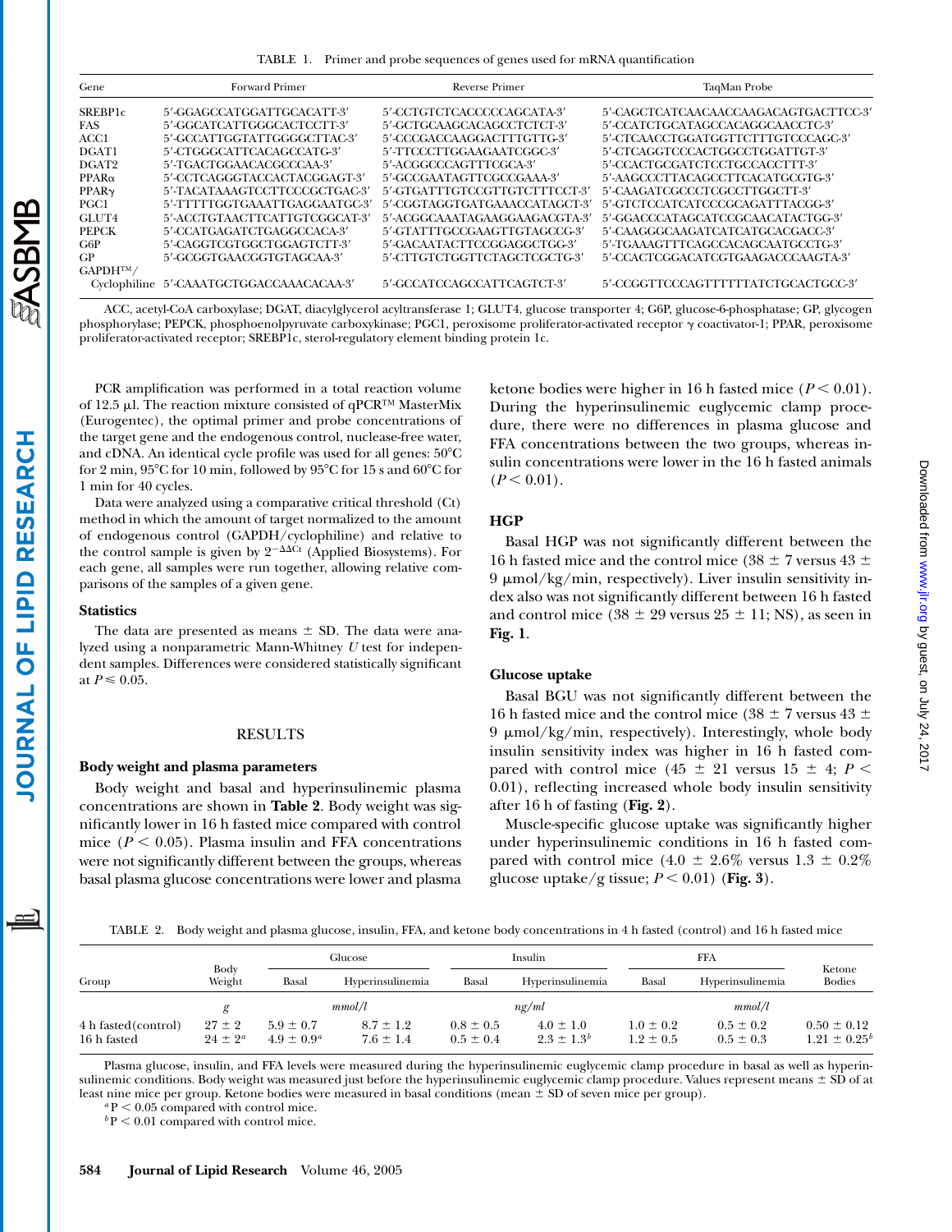TABLE 1. Primer and probe sequences of genes used for mRNA quantification

| Gene | Forward Primer | Reverse Primer | TaqMan Probe |
|---|---|---|---|
| SREBP1c | 5′-GGAGCCATGGATTGCACATT-3′ | 5′-CCTGTCTCACCCCCAGCATA-3′ | 5′-CAGCTCATCAACAACCAAGACAGTGACTTCC-3′ |
| FAS | 5′-GGCATCATTGGGCACTCCTT-3′ | 5′-GCTGCAAGCACAGCCTCTCT-3′ | 5′-CCATCTGCATAGCCACAGGCAACCTC-3′ |
| ACC1 | 5′-GCCATTGGTATTGGGGCTTAC-3′ | 5′-CCCGACCAAGGACTTTGTTG-3′ | 5′-CTCAACCTGGATGGTTCTTTGTCCCAGC-3′ |
| DGAT1 | 5′-CTGGGCATTCACAGCCATG-3′ | 5′-TTCCCTTGGAAGAATCGGC-3′ | 5′-CTCAGGTCCCACTGGCCTGGATTGT-3′ |
| DGAT2 | 5′-TGACTGGAACACGCCCAA-3′ | 5′-ACGGCCCAGTTTCGCA-3′ | 5′-CCACTGCGATCTCCTGCCACCTTT-3′ |
| PPARα | 5′-CCTCAGGGTACCACTACGGAGT-3′ | 5′-GCCGAATAGTTCGCCGAAA-3′ | 5′-AAGCCCTTACAGCCTTCACATGCGTG-3′ |
| PPARγ | 5′-TACATAAAGTCCTTCCCGCTGAC-3′ | 5′-GTGATTTGTCCGTTGTCTTTCCT-3′ | 5′-CAAGATCGCCCTCGCCTTGGCTT-3′ |
| PGC1 | 5′-TTTTTGGTGAAATTGAGGAATGC-3′ | 5′-CGGTAGGTGATGAAACCATAGCT-3′ | 5′-GTCTCCATCATCCCGCAGATTTACGG-3′ |
| GLUT4 | 5′-ACCTGTAACTTCATTGTCGGCAT-3′ | 5′-ACGGCAAATAGAAGGAAGACGTA-3′ | 5′-GGACCCATAGCATCCGCAACATACTGG-3′ |
| PEPCK | 5′-CCATGAGATCTGAGGCCACA-3′ | 5′-GTATTTGCCGAAGTTGTAGCCG-3′ | 5′-CAAGGGCAAGATCATCATGCACGACC-3′ |
| G6P | 5′-CAGGTCGTGGCTGGAGTCTT-3′ | 5′-GACAATACTTCCGGAGGCTGG-3′ | 5′-TGAAAGTTTCAGCCACAGCAATGCCTG-3′ |
| GP | 5′-GCGGTGAACGGTGTAGCAA-3′ | 5′-CTTGTCTGGTTCTAGCTCGCTG-3′ | 5′-CCACTCGGACATCGTGAAGACCCAAGTA-3′ |
| GAPDH™/Cyclophiline | 5′-CAAATGCTGGACCAAACACAA-3′ | 5′-GCCATCCAGCCATTCAGTCT-3′ | 5′-CCGGTTCCCAGTTTTTTATCTGCACTGCC-3′ |

ACC, acetyl-CoA carboxylase; DGAT, diacylglycerol acyltransferase 1; GLUT4, glucose transporter 4; G6P, glucose-6-phosphatase; GP, glycogen phosphorylase; PEPCK, phosphoenolpyruvate carboxykinase; PGC1, peroxisome proliferator-activated receptor γ coactivator-1; PPAR, peroxisome proliferator-activated receptor; SREBP1c, sterol-regulatory element binding protein 1c.

PCR amplification was performed in a total reaction volume of 12.5 μl. The reaction mixture consisted of qPCR™ MasterMix (Eurogentec), the optimal primer and probe concentrations of the target gene and the endogenous control, nuclease-free water, and cDNA. An identical cycle profile was used for all genes: 50°C for 2 min, 95°C for 10 min, followed by 95°C for 15 s and 60°C for 1 min for 40 cycles.

Data were analyzed using a comparative critical threshold (Ct) method in which the amount of target normalized to the amount of endogenous control (GAPDH/cyclophiline) and relative to the control sample is given by $2^{-\Delta\Delta Ct}$ (Applied Biosystems). For each gene, all samples were run together, allowing relative comparisons of the samples of a given gene.

### Statistics

The data are presented as means ± SD. The data were analyzed using a nonparametric Mann-Whitney $U$ test for independent samples. Differences were considered statistically significant at $P \leq 0.05$.

## RESULTS

### Body weight and plasma parameters

Body weight and basal and hyperinsulinemic plasma concentrations are shown in **Table 2**. Body weight was significantly lower in 16 h fasted mice compared with control mice ($P < 0.05$). Plasma insulin and FFA concentrations were not significantly different between the groups, whereas basal plasma glucose concentrations were lower and plasma ketone bodies were higher in 16 h fasted mice ($P < 0.01$). During the hyperinsulinemic euglycemic clamp procedure, there were no differences in plasma glucose and FFA concentrations between the two groups, whereas insulin concentrations were lower in the 16 h fasted animals ($P < 0.01$).

### HGP

Basal HGP was not significantly different between the 16 h fasted mice and the control mice (38 ± 7 versus 43 ± 9 μmol/kg/min, respectively). Liver insulin sensitivity index also was not significantly different between 16 h fasted and control mice (38 ± 29 versus 25 ± 11; NS), as seen in **Fig. 1**.

### Glucose uptake

Basal BGU was not significantly different between the 16 h fasted mice and the control mice (38 ± 7 versus 43 ± 9 μmol/kg/min, respectively). Interestingly, whole body insulin sensitivity index was higher in 16 h fasted compared with control mice (45 ± 21 versus 15 ± 4; $P < 0.01$), reflecting increased whole body insulin sensitivity after 16 h of fasting (**Fig. 2**).

Muscle-specific glucose uptake was significantly higher under hyperinsulinemic conditions in 16 h fasted compared with control mice (4.0 ± 2.6% versus 1.3 ± 0.2% glucose uptake/g tissue; $P < 0.01$) (**Fig. 3**).

TABLE 2. Body weight and plasma glucose, insulin, FFA, and ketone body concentrations in 4 h fasted (control) and 16 h fasted mice

| Group | Body Weight | Glucose | | Insulin | | FFA | | Ketone Bodies |
|---|---|---|---|---|---|---|---|---|
| | | Basal | Hyperinsulinemia | Basal | Hyperinsulinemia | Basal | Hyperinsulinemia | |
| | *g* | *mmol/l* | | *ng/ml* | | *mmol/l* | | |
| 4 h fasted (control) | 27 ± 2 | 5.9 ± 0.7 | 8.7 ± 1.2 | 0.8 ± 0.5 | 4.0 ± 1.0 | 1.0 ± 0.2 | 0.5 ± 0.2 | 0.50 ± 0.12 |
| 16 h fasted | 24 ± 2[a] | 4.9 ± 0.9[a] | 7.6 ± 1.4 | 0.5 ± 0.4 | 2.3 ± 1.3[b] | 1.2 ± 0.5 | 0.5 ± 0.3 | 1.21 ± 0.25[b] |

Plasma glucose, insulin, and FFA levels were measured during the hyperinsulinemic euglycemic clamp procedure in basal as well as hyperinsulinemic conditions. Body weight was measured just before the hyperinsulinemic euglycemic clamp procedure. Values represent means ± SD of at least nine mice per group. Ketone bodies were measured in basal conditions (mean ± SD of seven mice per group).

[a] $P < 0.05$ compared with control mice.

[b] $P < 0.01$ compared with control mice.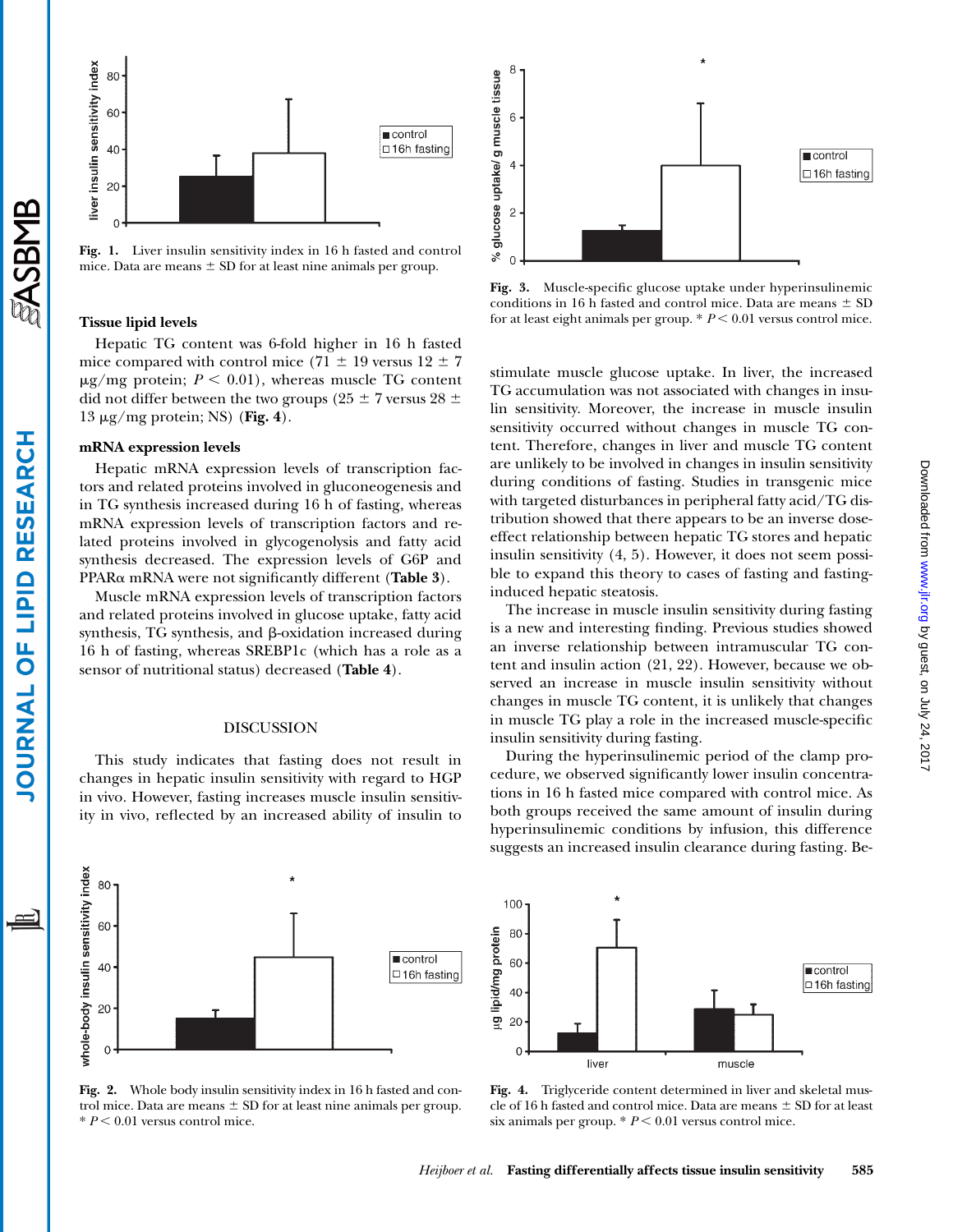Fig. 1. Liver insulin sensitivity index in 16 h fasted and control mice. Data are means ± SD for at least nine animals per group.

### Tissue lipid levels

Hepatic TG content was 6-fold higher in 16 h fasted mice compared with control mice (71 ± 19 versus 12 ± 7 μg/mg protein; $P < 0.01$), whereas muscle TG content did not differ between the two groups (25 ± 7 versus 28 ± 13 μg/mg protein; NS) (**Fig. 4**).

### mRNA expression levels

Hepatic mRNA expression levels of transcription factors and related proteins involved in gluconeogenesis and in TG synthesis increased during 16 h of fasting, whereas mRNA expression levels of transcription factors and related proteins involved in glycogenolysis and fatty acid synthesis decreased. The expression levels of G6P and PPARα mRNA were not significantly different (**Table 3**).

Muscle mRNA expression levels of transcription factors and related proteins involved in glucose uptake, fatty acid synthesis, TG synthesis, and β-oxidation increased during 16 h of fasting, whereas SREBP1c (which has a role as a sensor of nutritional status) decreased (**Table 4**).

## DISCUSSION

This study indicates that fasting does not result in changes in hepatic insulin sensitivity with regard to HGP in vivo. However, fasting increases muscle insulin sensitivity in vivo, reflected by an increased ability of insulin to stimulate muscle glucose uptake. In liver, the increased TG accumulation was not associated with changes in insulin sensitivity. Moreover, the increase in muscle insulin sensitivity occurred without changes in muscle TG content. Therefore, changes in liver and muscle TG content are unlikely to be involved in changes in insulin sensitivity during conditions of fasting. Studies in transgenic mice with targeted disturbances in peripheral fatty acid/TG distribution showed that there appears to be an inverse dose-effect relationship between hepatic TG stores and hepatic insulin sensitivity (4, 5). However, it does not seem possible to expand this theory to cases of fasting and fasting-induced hepatic steatosis.

The increase in muscle insulin sensitivity during fasting is a new and interesting finding. Previous studies showed an inverse relationship between intramuscular TG content and insulin action (21, 22). However, because we observed an increase in muscle insulin sensitivity without changes in muscle TG content, it is unlikely that changes in muscle TG play a role in the increased muscle-specific insulin sensitivity during fasting.

During the hyperinsulinemic period of the clamp procedure, we observed significantly lower insulin concentrations in 16 h fasted mice compared with control mice. As both groups received the same amount of insulin during hyperinsulinemic conditions by infusion, this difference suggests an increased insulin clearance during fasting. Be-

Fig. 2. Whole body insulin sensitivity index in 16 h fasted and control mice. Data are means ± SD for at least nine animals per group. * $P < 0.01$ versus control mice.

Fig. 3. Muscle-specific glucose uptake under hyperinsulinemic conditions in 16 h fasted and control mice. Data are means ± SD for at least eight animals per group. * $P < 0.01$ versus control mice.

Fig. 4. Triglyceride content determined in liver and skeletal muscle of 16 h fasted and control mice. Data are means ± SD for at least six animals per group. * $P < 0.01$ versus control mice.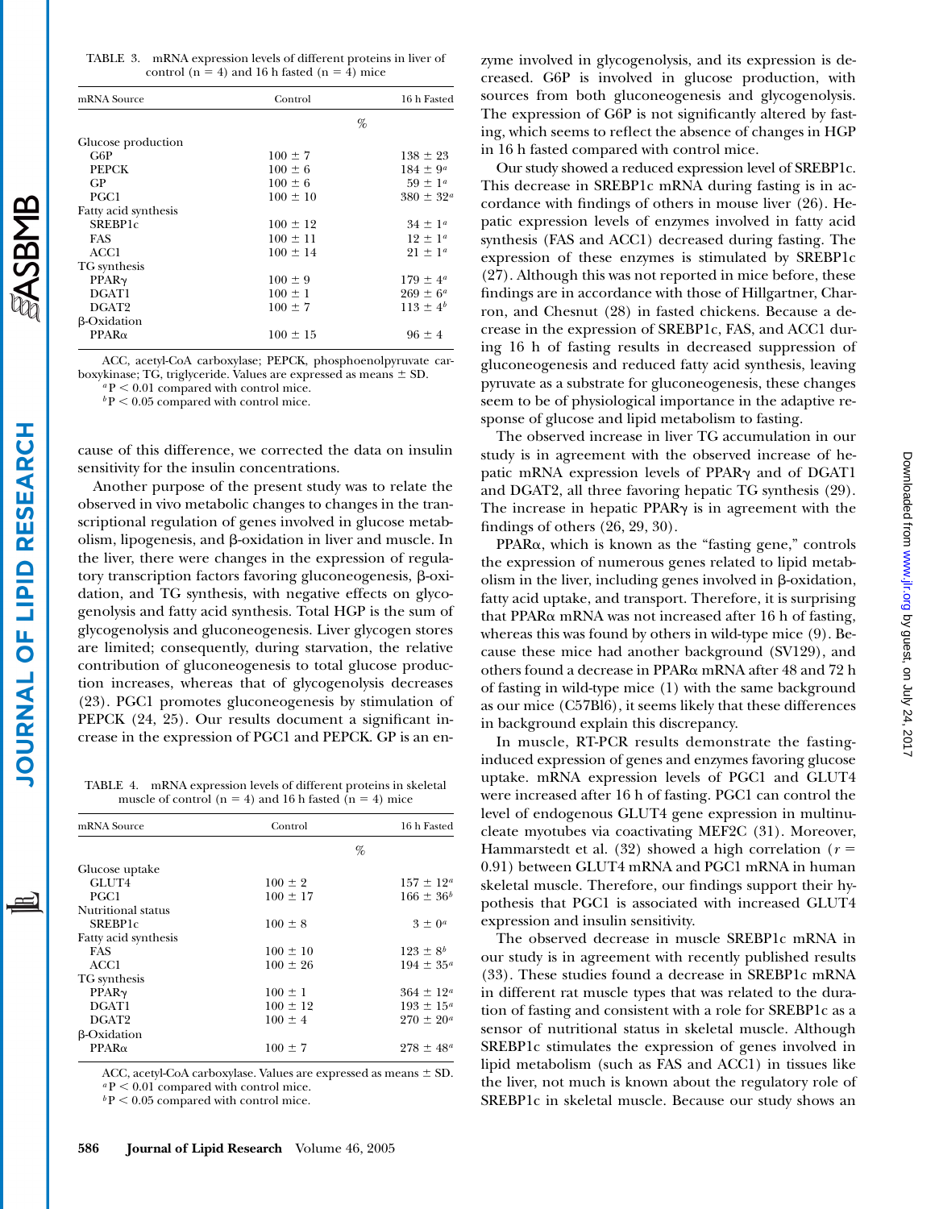TABLE 3. mRNA expression levels of different proteins in liver of control (n = 4) and 16 h fasted (n = 4) mice

| mRNA Source | Control | 16 h Fasted |
|---|---|---|
| | % | |
| Glucose production | | |
| G6P | 100 ± 7 | 138 ± 23 |
| PEPCK | 100 ± 6 | 184 ± 9[a] |
| GP | 100 ± 6 | 59 ± 1[a] |
| PGC1 | 100 ± 10 | 380 ± 32[a] |
| Fatty acid synthesis | | |
| SREBP1c | 100 ± 12 | 34 ± 1[a] |
| FAS | 100 ± 11 | 12 ± 1[a] |
| ACC1 | 100 ± 14 | 21 ± 1[a] |
| TG synthesis | | |
| PPARγ | 100 ± 9 | 179 ± 4[a] |
| DGAT1 | 100 ± 1 | 269 ± 6[a] |
| DGAT2 | 100 ± 7 | 113 ± 4[b] |
| β-Oxidation | | |
| PPARα | 100 ± 15 | 96 ± 4 |

ACC, acetyl-CoA carboxylase; PEPCK, phosphoenolpyruvate carboxykinase; TG, triglyceride. Values are expressed as means ± SD.
[a] $P < 0.01$ compared with control mice.
[b] $P < 0.05$ compared with control mice.

cause of this difference, we corrected the data on insulin sensitivity for the insulin concentrations.

Another purpose of the present study was to relate the observed in vivo metabolic changes to changes in the transcriptional regulation of genes involved in glucose metabolism, lipogenesis, and β-oxidation in liver and muscle. In the liver, there were changes in the expression of regulatory transcription factors favoring gluconeogenesis, β-oxidation, and TG synthesis, with negative effects on glycogenolysis and fatty acid synthesis. Total HGP is the sum of glycogenolysis and gluconeogenesis. Liver glycogen stores are limited; consequently, during starvation, the relative contribution of gluconeogenesis to total glucose production increases, whereas that of glycogenolysis decreases (23). PGC1 promotes gluconeogenesis by stimulation of PEPCK (24, 25). Our results document a significant increase in the expression of PGC1 and PEPCK. GP is an enzyme involved in glycogenolysis, and its expression is decreased. G6P is involved in glucose production, with sources from both gluconeogenesis and glycogenolysis. The expression of G6P is not significantly altered by fasting, which seems to reflect the absence of changes in HGP in 16 h fasted compared with control mice.

Our study showed a reduced expression level of SREBP1c. This decrease in SREBP1c mRNA during fasting is in accordance with findings of others in mouse liver (26). Hepatic expression levels of enzymes involved in fatty acid synthesis (FAS and ACC1) decreased during fasting. The expression of these enzymes is stimulated by SREBP1c (27). Although this was not reported in mice before, these findings are in accordance with those of Hillgartner, Charron, and Chesnut (28) in fasted chickens. Because a decrease in the expression of SREBP1c, FAS, and ACC1 during 16 h of fasting results in decreased suppression of gluconeogenesis and reduced fatty acid synthesis, leaving pyruvate as a substrate for gluconeogenesis, these changes seem to be of physiological importance in the adaptive response of glucose and lipid metabolism to fasting.

The observed increase in liver TG accumulation in our study is in agreement with the observed increase of hepatic mRNA expression levels of PPARγ and of DGAT1 and DGAT2, all three favoring hepatic TG synthesis (29). The increase in hepatic PPARγ is in agreement with the findings of others (26, 29, 30).

PPARα, which is known as the "fasting gene," controls the expression of numerous genes related to lipid metabolism in the liver, including genes involved in β-oxidation, fatty acid uptake, and transport. Therefore, it is surprising that PPARα mRNA was not increased after 16 h of fasting, whereas this was found by others in wild-type mice (9). Because these mice had another background (SV129), and others found a decrease in PPARα mRNA after 48 and 72 h of fasting in wild-type mice (1) with the same background as our mice (C57Bl6), it seems likely that these differences in background explain this discrepancy.

In muscle, RT-PCR results demonstrate the fasting-induced expression of genes and enzymes favoring glucose uptake. mRNA expression levels of PGC1 and GLUT4 were increased after 16 h of fasting. PGC1 can control the level of endogenous GLUT4 gene expression in multinucleate myotubes via coactivating MEF2C (31). Moreover, Hammarstedt et al. (32) showed a high correlation ($r = 0.91$) between GLUT4 mRNA and PGC1 mRNA in human skeletal muscle. Therefore, our findings support their hypothesis that PGC1 is associated with increased GLUT4 expression and insulin sensitivity.

The observed decrease in muscle SREBP1c mRNA in our study is in agreement with recently published results (33). These studies found a decrease in SREBP1c mRNA in different rat muscle types that was related to the duration of fasting and consistent with a role for SREBP1c as a sensor of nutritional status in skeletal muscle. Although SREBP1c stimulates the expression of genes involved in lipid metabolism (such as FAS and ACC1) in tissues like the liver, not much is known about the regulatory role of SREBP1c in skeletal muscle. Because our study shows an

TABLE 4. mRNA expression levels of different proteins in skeletal muscle of control (n = 4) and 16 h fasted (n = 4) mice

| mRNA Source | Control | 16 h Fasted |
|---|---|---|
| | % | |
| Glucose uptake | | |
| GLUT4 | 100 ± 2 | 157 ± 12[a] |
| PGC1 | 100 ± 17 | 166 ± 36[b] |
| Nutritional status | | |
| SREBP1c | 100 ± 8 | 3 ± 0[a] |
| Fatty acid synthesis | | |
| FAS | 100 ± 10 | 123 ± 8[b] |
| ACC1 | 100 ± 26 | 194 ± 35[a] |
| TG synthesis | | |
| PPARγ | 100 ± 1 | 364 ± 12[a] |
| DGAT1 | 100 ± 12 | 193 ± 15[a] |
| DGAT2 | 100 ± 4 | 270 ± 20[a] |
| β-Oxidation | | |
| PPARα | 100 ± 7 | 278 ± 48[a] |

ACC, acetyl-CoA carboxylase. Values are expressed as means ± SD.
[a] $P < 0.01$ compared with control mice.
[b] $P < 0.05$ compared with control mice.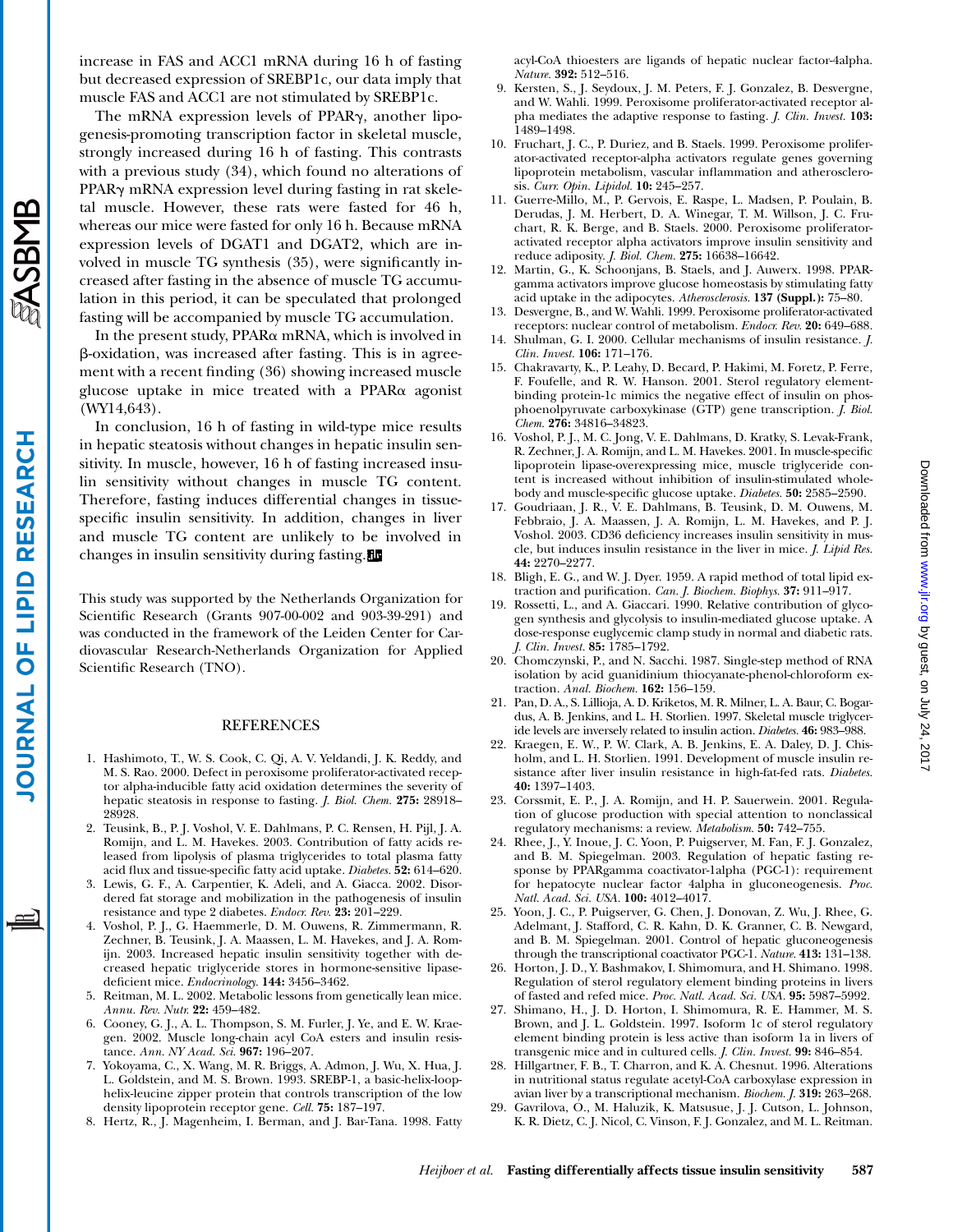increase in FAS and ACC1 mRNA during 16 h of fasting but decreased expression of SREBP1c, our data imply that muscle FAS and ACC1 are not stimulated by SREBP1c.

The mRNA expression levels of PPARγ, another lipogenesis-promoting transcription factor in skeletal muscle, strongly increased during 16 h of fasting. This contrasts with a previous study (34), which found no alterations of PPARγ mRNA expression level during fasting in rat skeletal muscle. However, these rats were fasted for 46 h, whereas our mice were fasted for only 16 h. Because mRNA expression levels of DGAT1 and DGAT2, which are involved in muscle TG synthesis (35), were significantly increased after fasting in the absence of muscle TG accumulation in this period, it can be speculated that prolonged fasting will be accompanied by muscle TG accumulation.

In the present study, PPARα mRNA, which is involved in β-oxidation, was increased after fasting. This is in agreement with a recent finding (36) showing increased muscle glucose uptake in mice treated with a PPARα agonist (WY14,643).

In conclusion, 16 h of fasting in wild-type mice results in hepatic steatosis without changes in hepatic insulin sensitivity. In muscle, however, 16 h of fasting increased insulin sensitivity without changes in muscle TG content. Therefore, fasting induces differential changes in tissue-specific insulin sensitivity. In addition, changes in liver and muscle TG content are unlikely to be involved in changes in insulin sensitivity during fasting.

This study was supported by the Netherlands Organization for Scientific Research (Grants 907-00-002 and 903-39-291) and was conducted in the framework of the Leiden Center for Cardiovascular Research-Netherlands Organization for Applied Scientific Research (TNO).

## REFERENCES

1. Hashimoto, T., W. S. Cook, C. Qi, A. V. Yeldandi, J. K. Reddy, and M. S. Rao. 2000. Defect in peroxisome proliferator-activated receptor alpha-inducible fatty acid oxidation determines the severity of hepatic steatosis in response to fasting. *J. Biol. Chem.* **275:** 28918–28928.
2. Teusink, B., P. J. Voshol, V. E. Dahlmans, P. C. Rensen, H. Pijl, J. A. Romijn, and L. M. Havekes. 2003. Contribution of fatty acids released from lipolysis of plasma triglycerides to total plasma fatty acid flux and tissue-specific fatty acid uptake. *Diabetes.* **52:** 614–620.
3. Lewis, G. F., A. Carpentier, K. Adeli, and A. Giacca. 2002. Disordered fat storage and mobilization in the pathogenesis of insulin resistance and type 2 diabetes. *Endocr. Rev.* **23:** 201–229.
4. Voshol, P. J., G. Haemmerle, D. M. Ouwens, R. Zimmermann, R. Zechner, B. Teusink, J. A. Maassen, L. M. Havekes, and J. A. Romijn. 2003. Increased hepatic insulin sensitivity together with decreased hepatic triglyceride stores in hormone-sensitive lipase-deficient mice. *Endocrinology.* **144:** 3456–3462.
5. Reitman, M. L. 2002. Metabolic lessons from genetically lean mice. *Annu. Rev. Nutr.* **22:** 459–482.
6. Cooney, G. J., A. L. Thompson, S. M. Furler, J. Ye, and E. W. Kraegen. 2002. Muscle long-chain acyl CoA esters and insulin resistance. *Ann. NY Acad. Sci.* **967:** 196–207.
7. Yokoyama, C., X. Wang, M. R. Briggs, A. Admon, J. Wu, X. Hua, J. L. Goldstein, and M. S. Brown. 1993. SREBP-1, a basic-helix-loop-helix-leucine zipper protein that controls transcription of the low density lipoprotein receptor gene. *Cell.* **75:** 187–197.
8. Hertz, R., J. Magenheim, I. Berman, and J. Bar-Tana. 1998. Fatty acyl-CoA thioesters are ligands of hepatic nuclear factor-4alpha. *Nature.* **392:** 512–516.
9. Kersten, S., J. Seydoux, J. M. Peters, F. J. Gonzalez, B. Desvergne, and W. Wahli. 1999. Peroxisome proliferator-activated receptor alpha mediates the adaptive response to fasting. *J. Clin. Invest.* **103:** 1489–1498.
10. Fruchart, J. C., P. Duriez, and B. Staels. 1999. Peroxisome proliferator-activated receptor-alpha activators regulate genes governing lipoprotein metabolism, vascular inflammation and atherosclerosis. *Curr. Opin. Lipidol.* **10:** 245–257.
11. Guerre-Millo, M., P. Gervois, E. Raspe, L. Madsen, P. Poulain, B. Derudas, J. M. Herbert, D. A. Winegar, T. M. Willson, J. C. Fruchart, R. K. Berge, and B. Staels. 2000. Peroxisome proliferator-activated receptor alpha activators improve insulin sensitivity and reduce adiposity. *J. Biol. Chem.* **275:** 16638–16642.
12. Martin, G., K. Schoonjans, B. Staels, and J. Auwerx. 1998. PPARgamma activators improve glucose homeostasis by stimulating fatty acid uptake in the adipocytes. *Atherosclerosis.* **137 (Suppl.):** 75–80.
13. Desvergne, B., and W. Wahli. 1999. Peroxisome proliferator-activated receptors: nuclear control of metabolism. *Endocr. Rev.* **20:** 649–688.
14. Shulman, G. I. 2000. Cellular mechanisms of insulin resistance. *J. Clin. Invest.* **106:** 171–176.
15. Chakravarty, K., P. Leahy, D. Becard, P. Hakimi, M. Foretz, P. Ferre, F. Foufelle, and R. W. Hanson. 2001. Sterol regulatory element-binding protein-1c mimics the negative effect of insulin on phosphoenolpyruvate carboxykinase (GTP) gene transcription. *J. Biol. Chem.* **276:** 34816–34823.
16. Voshol, P. J., M. C. Jong, V. E. Dahlmans, D. Kratky, S. Levak-Frank, R. Zechner, J. A. Romijn, and L. M. Havekes. 2001. In muscle-specific lipoprotein lipase-overexpressing mice, muscle triglyceride content is increased without inhibition of insulin-stimulated whole-body and muscle-specific glucose uptake. *Diabetes.* **50:** 2585–2590.
17. Goudriaan, J. R., V. E. Dahlmans, B. Teusink, D. M. Ouwens, M. Febbraio, J. A. Maassen, J. A. Romijn, L. M. Havekes, and P. J. Voshol. 2003. CD36 deficiency increases insulin sensitivity in muscle, but induces insulin resistance in the liver in mice. *J. Lipid Res.* **44:** 2270–2277.
18. Bligh, E. G., and W. J. Dyer. 1959. A rapid method of total lipid extraction and purification. *Can. J. Biochem. Biophys.* **37:** 911–917.
19. Rossetti, L., and A. Giaccari. 1990. Relative contribution of glycogen synthesis and glycolysis to insulin-mediated glucose uptake. A dose-response euglycemic clamp study in normal and diabetic rats. *J. Clin. Invest.* **85:** 1785–1792.
20. Chomczynski, P., and N. Sacchi. 1987. Single-step method of RNA isolation by acid guanidinium thiocyanate-phenol-chloroform extraction. *Anal. Biochem.* **162:** 156–159.
21. Pan, D. A., S. Lillioja, A. D. Kriketos, M. R. Milner, L. A. Baur, C. Bogardus, A. B. Jenkins, and L. H. Storlien. 1997. Skeletal muscle triglyceride levels are inversely related to insulin action. *Diabetes.* **46:** 983–988.
22. Kraegen, E. W., P. W. Clark, A. B. Jenkins, E. A. Daley, D. J. Chisholm, and L. H. Storlien. 1991. Development of muscle insulin resistance after liver insulin resistance in high-fat-fed rats. *Diabetes.* **40:** 1397–1403.
23. Corssmit, E. P., J. A. Romijn, and H. P. Sauerwein. 2001. Regulation of glucose production with special attention to nonclassical regulatory mechanisms: a review. *Metabolism.* **50:** 742–755.
24. Rhee, J., Y. Inoue, J. C. Yoon, P. Puigserver, M. Fan, F. J. Gonzalez, and B. M. Spiegelman. 2003. Regulation of hepatic fasting response by PPARgamma coactivator-1alpha (PGC-1): requirement for hepatocyte nuclear factor 4alpha in gluconeogenesis. *Proc. Natl. Acad. Sci. USA.* **100:** 4012–4017.
25. Yoon, J. C., P. Puigserver, G. Chen, J. Donovan, Z. Wu, J. Rhee, G. Adelmant, J. Stafford, C. R. Kahn, D. K. Granner, C. B. Newgard, and B. M. Spiegelman. 2001. Control of hepatic gluconeogenesis through the transcriptional coactivator PGC-1. *Nature.* **413:** 131–138.
26. Horton, J. D., Y. Bashmakov, I. Shimomura, and H. Shimano. 1998. Regulation of sterol regulatory element binding proteins in livers of fasted and refed mice. *Proc. Natl. Acad. Sci. USA.* **95:** 5987–5992.
27. Shimano, H., J. D. Horton, I. Shimomura, R. E. Hammer, M. S. Brown, and J. L. Goldstein. 1997. Isoform 1c of sterol regulatory element binding protein is less active than isoform 1a in livers of transgenic mice and in cultured cells. *J. Clin. Invest.* **99:** 846–854.
28. Hillgartner, F. B., T. Charron, and K. A. Chesnut. 1996. Alterations in nutritional status regulate acetyl-CoA carboxylase expression in avian liver by a transcriptional mechanism. *Biochem. J.* **319:** 263–268.
29. Gavrilova, O., M. Haluzik, K. Matsusue, J. J. Cutson, L. Johnson, K. R. Dietz, C. J. Nicol, C. Vinson, F. J. Gonzalez, and M. L. Reitman.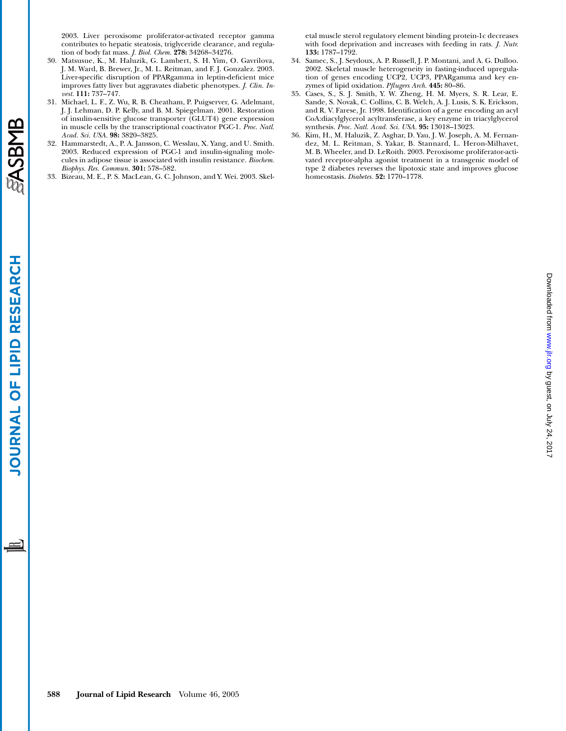2003. Liver peroxisome proliferator-activated receptor gamma contributes to hepatic steatosis, triglyceride clearance, and regulation of body fat mass. *J. Biol. Chem.* **278:** 34268–34276.

30. Matsusue, K., M. Haluzik, G. Lambert, S. H. Yim, O. Gavrilova, J. M. Ward, B. Brewer, Jr., M. L. Reitman, and F. J. Gonzalez. 2003. Liver-specific disruption of PPARgamma in leptin-deficient mice improves fatty liver but aggravates diabetic phenotypes. *J. Clin. Invest.* **111:** 737–747.
31. Michael, L. F., Z. Wu, R. B. Cheatham, P. Puigserver, G. Adelmant, J. J. Lehman, D. P. Kelly, and B. M. Spiegelman. 2001. Restoration of insulin-sensitive glucose transporter (GLUT4) gene expression in muscle cells by the transcriptional coactivator PGC-1. *Proc. Natl. Acad. Sci. USA.* **98:** 3820–3825.
32. Hammarstedt, A., P. A. Jansson, C. Wesslau, X. Yang, and U. Smith. 2003. Reduced expression of PGC-1 and insulin-signaling molecules in adipose tissue is associated with insulin resistance. *Biochem. Biophys. Res. Commun.* **301:** 578–582.
33. Bizeau, M. E., P. S. MacLean, G. C. Johnson, and Y. Wei. 2003. Skeletal muscle sterol regulatory element binding protein-1c decreases with food deprivation and increases with feeding in rats. *J. Nutr.* **133:** 1787–1792.
34. Samec, S., J. Seydoux, A. P. Russell, J. P. Montani, and A. G. Dulloo. 2002. Skeletal muscle heterogeneity in fasting-induced upregulation of genes encoding UCP2, UCP3, PPARgamma and key enzymes of lipid oxidation. *Pflugers Arch.* **445:** 80–86.
35. Cases, S., S. J. Smith, Y. W. Zheng, H. M. Myers, S. R. Lear, E. Sande, S. Novak, C. Collins, C. B. Welch, A. J. Lusis, S. K. Erickson, and R. V. Farese, Jr. 1998. Identification of a gene encoding an acyl CoA:diacylglycerol acyltransferase, a key enzyme in triacylglycerol synthesis. *Proc. Natl. Acad. Sci. USA.* **95:** 13018–13023.
36. Kim, H., M. Haluzik, Z. Asghar, D. Yau, J. W. Joseph, A. M. Fernandez, M. L. Reitman, S. Yakar, B. Stannard, L. Heron-Milhavet, M. B. Wheeler, and D. LeRoith. 2003. Peroxisome proliferator-activated receptor-alpha agonist treatment in a transgenic model of type 2 diabetes reverses the lipotoxic state and improves glucose homeostasis. *Diabetes.* **52:** 1770–1778.